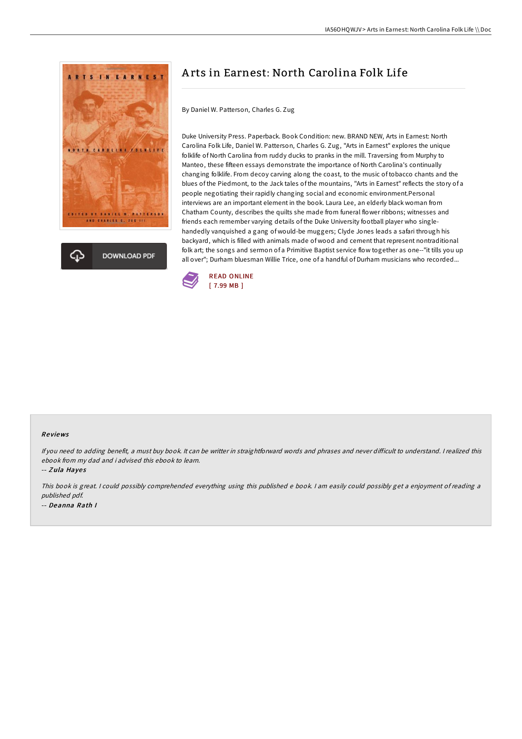# Arts in Earnest: North Carolina Folk Life

By Daniel W. Patterson, Charles G. Zug

Duke University Press. Paperback. Book Condition: new. BRAND NEW, Arts in Earnest: North Carolina Folk Life, Daniel W. Patterson, Charles G. Zug, "Arts in Earnest" explores the unique folklife of North Carolina from ruddy ducks to pranks in the mill. Traversing from Murphy to Manteo, these fifteen essays demonstrate the importance of North Carolina's continually changing folklife. From decoy carving along the coast, to the music of tobacco chants and the blues of the Piedmont, to the Jack tales of the mountains, "Arts in Earnest" reflects the story of a people negotiating their rapidly changing social and economic environment.Personal interviews are an important element in the book. Laura Lee, an elderly black woman from Chatham County, describes the quilts she made from funeral flower ribbons; witnesses and friends each remember varying details of the Duke University football player who single-handedly vanquished a gang of would-be muggers; Clyde Jones leads a safari through his backyard, which is filled with animals made of wood and cement that represent nontraditional folk art; the songs and sermon of a Primitive Baptist service flow together as one--"it tills you up all over"; Durham bluesman Willie Trice, one of a handful of Durham musicians who recorded...

DOWNLOAD PDF

READ ONLINE
[ 7.99 MB ]

## Reviews

*If you need to adding benefit, a must buy book. It can be writter in straightforward words and phrases and never difficult to understand. I realized this ebook from my dad and i advised this ebook to learn.*

-- *Zula Hayes*

*This book is great. I could possibly comprehended everything using this published e book. I am easily could possibly get a enjoyment of reading a published pdf.*

-- *Deanna Rath I*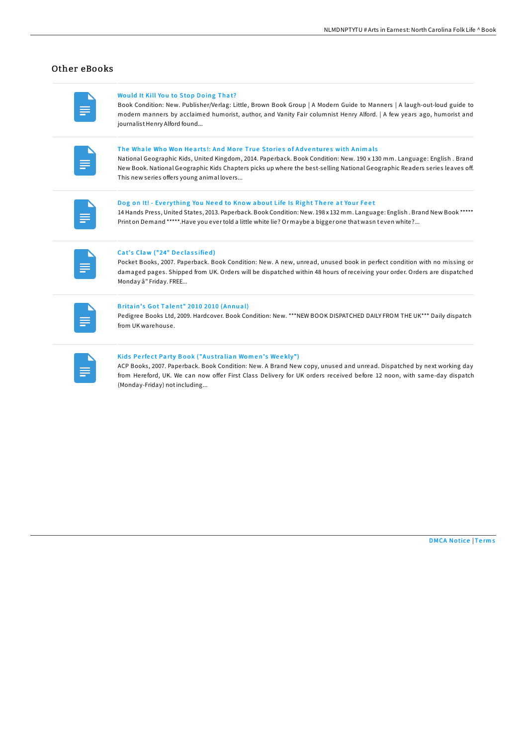## Other eBooks

### Would It Kill You to Stop Doing That?

Book Condition: New. Publisher/Verlag: Little, Brown Book Group | A Modern Guide to Manners | A laugh-out-loud guide to modern manners by acclaimed humorist, author, and Vanity Fair columnist Henry Alford. | A few years ago, humorist and journalist Henry Alford found...

### The Whale Who Won Hearts!: And More True Stories of Adventures with Animals

National Geographic Kids, United Kingdom, 2014. Paperback. Book Condition: New. 190 x 130 mm. Language: English . Brand New Book. National Geographic Kids Chapters picks up where the best-selling National Geographic Readers series leaves off. This new series offers young animal lovers...

### Dog on It! - Everything You Need to Know about Life Is Right There at Your Feet

14 Hands Press, United States, 2013. Paperback. Book Condition: New. 198 x 132 mm. Language: English . Brand New Book ***** Print on Demand *****.Have you ever told a little white lie? Or maybe a bigger one that wasn t even white?...

### Cat's Claw ("24" Declassified)

Pocket Books, 2007. Paperback. Book Condition: New. A new, unread, unused book in perfect condition with no missing or damaged pages. Shipped from UK. Orders will be dispatched within 48 hours of receiving your order. Orders are dispatched Monday â" Friday. FREE...

### Britain's Got Talent" 2010 2010 (Annual)

Pedigree Books Ltd, 2009. Hardcover. Book Condition: New. ***NEW BOOK DISPATCHED DAILY FROM THE UK*** Daily dispatch from UK warehouse.

### Kids Perfect Party Book ("Australian Women's Weekly")

ACP Books, 2007. Paperback. Book Condition: New. A Brand New copy, unused and unread. Dispatched by next working day from Hereford, UK. We can now offer First Class Delivery for UK orders received before 12 noon, with same-day dispatch (Monday-Friday) not including...